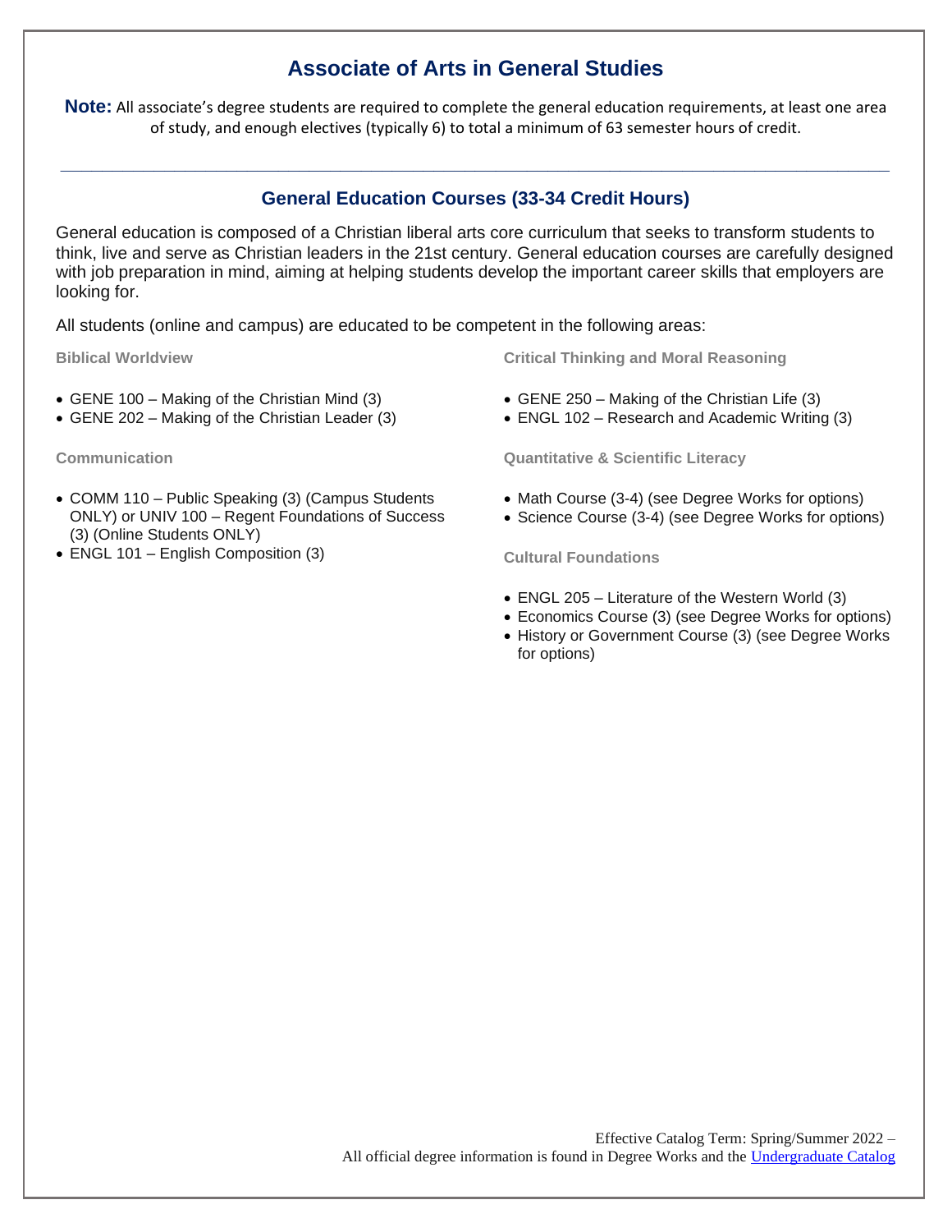# Associate of Arts in General Studies

**Note:** All associate's degree students are required to complete the general education requirements, at least one area of study, and enough electives (typically 6) to total a minimum of 63 semester hours of credit.

---

## General Education Courses (33-34 Credit Hours)

General education is composed of a Christian liberal arts core curriculum that seeks to transform students to think, live and serve as Christian leaders in the 21st century. General education courses are carefully designed with job preparation in mind, aiming at helping students develop the important career skills that employers are looking for.

All students (online and campus) are educated to be competent in the following areas:

### Biblical Worldview

- GENE 100 – Making of the Christian Mind (3)
- GENE 202 – Making of the Christian Leader (3)

### Communication

- COMM 110 – Public Speaking (3) (Campus Students ONLY) or UNIV 100 – Regent Foundations of Success (3) (Online Students ONLY)
- ENGL 101 – English Composition (3)

### Critical Thinking and Moral Reasoning

- GENE 250 – Making of the Christian Life (3)
- ENGL 102 – Research and Academic Writing (3)

### Quantitative & Scientific Literacy

- Math Course (3-4) (see Degree Works for options)
- Science Course (3-4) (see Degree Works for options)

### Cultural Foundations

- ENGL 205 – Literature of the Western World (3)
- Economics Course (3) (see Degree Works for options)
- History or Government Course (3) (see Degree Works for options)

Effective Catalog Term: Spring/Summer 2022 –
All official degree information is found in Degree Works and the Undergraduate Catalog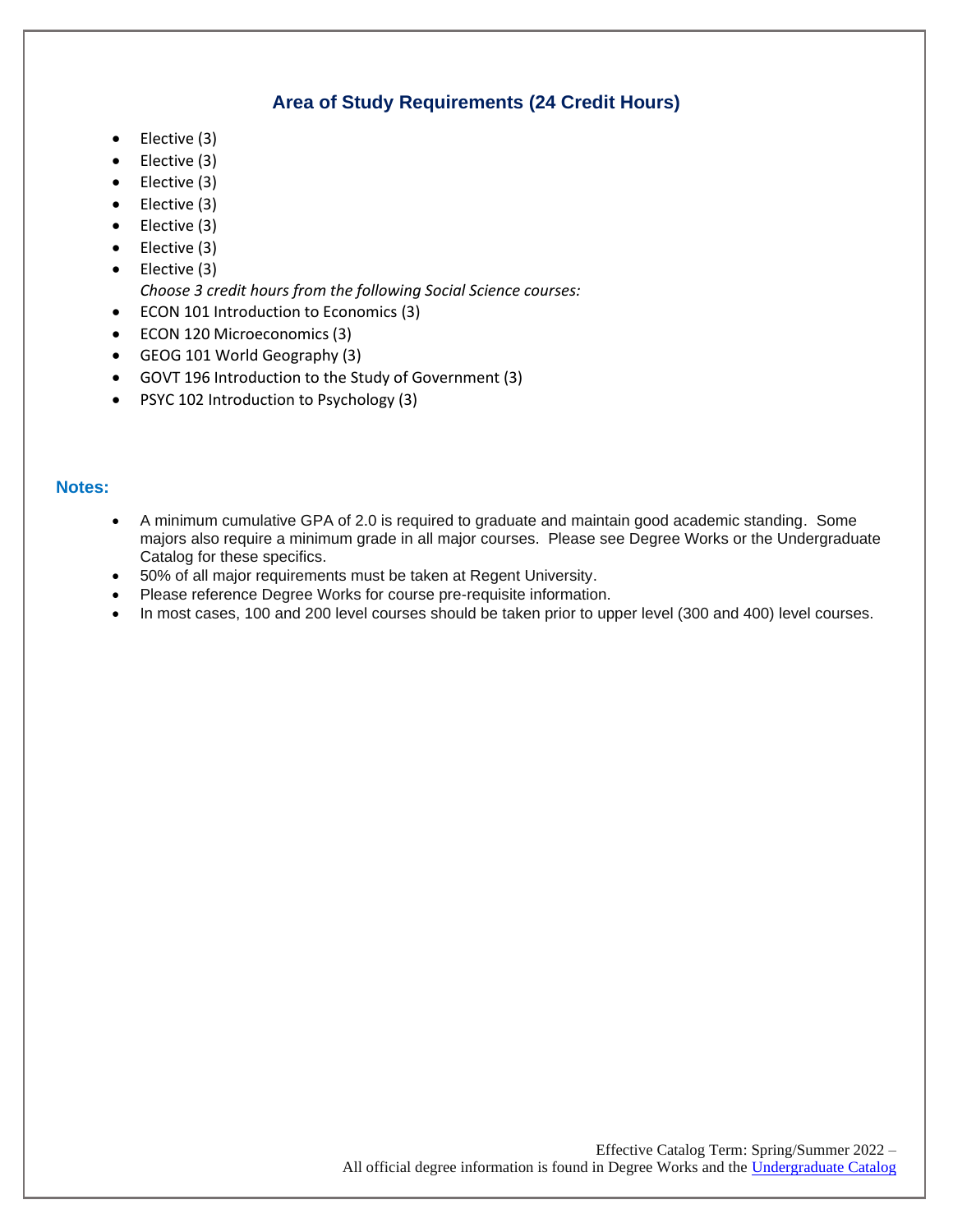## Area of Study Requirements (24 Credit Hours)

- Elective (3)
- Elective (3)
- Elective (3)
- Elective (3)
- Elective (3)
- Elective (3)
- Elective (3)

  *Choose 3 credit hours from the following Social Science courses:*
- ECON 101 Introduction to Economics (3)
- ECON 120 Microeconomics (3)
- GEOG 101 World Geography (3)
- GOVT 196 Introduction to the Study of Government (3)
- PSYC 102 Introduction to Psychology (3)

### Notes:

- A minimum cumulative GPA of 2.0 is required to graduate and maintain good academic standing. Some majors also require a minimum grade in all major courses. Please see Degree Works or the Undergraduate Catalog for these specifics.
- 50% of all major requirements must be taken at Regent University.
- Please reference Degree Works for course pre-requisite information.
- In most cases, 100 and 200 level courses should be taken prior to upper level (300 and 400) level courses.

Effective Catalog Term: Spring/Summer 2022 –
All official degree information is found in Degree Works and the Undergraduate Catalog